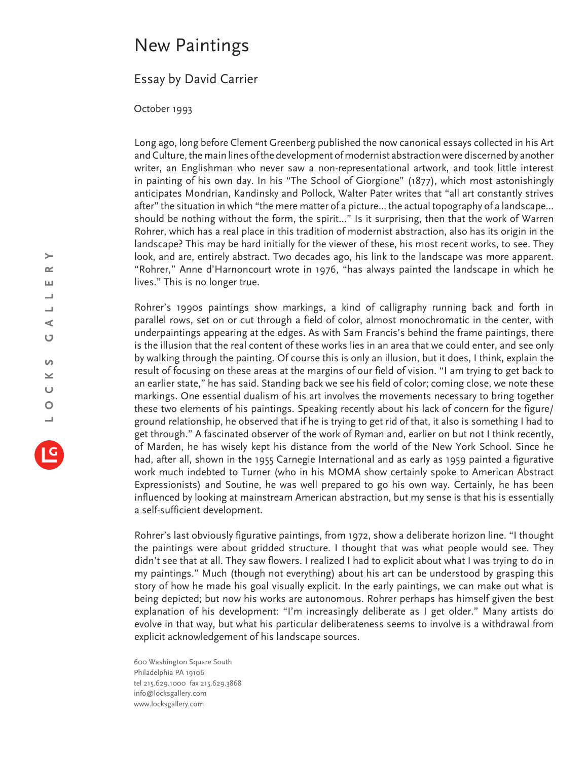# New Paintings

## Essay by David Carrier

October 1993

Long ago, long before Clement Greenberg published the now canonical essays collected in his Art and Culture, the main lines of the development of modernist abstraction were discerned by another writer, an Englishman who never saw a non-representational artwork, and took little interest in painting of his own day. In his "The School of Giorgione" (1877), which most astonishingly anticipates Mondrian, Kandinsky and Pollock, Walter Pater writes that "all art constantly strives after" the situation in which "the mere matter of a picture... the actual topography of a landscape... should be nothing without the form, the spirit..." Is it surprising, then that the work of Warren Rohrer, which has a real place in this tradition of modernist abstraction, also has its origin in the landscape? This may be hard initially for the viewer of these, his most recent works, to see. They look, and are, entirely abstract. Two decades ago, his link to the landscape was more apparent. "Rohrer," Anne d'Harnoncourt wrote in 1976, "has always painted the landscape in which he lives." This is no longer true.

Rohrer's 1990s paintings show markings, a kind of calligraphy running back and forth in parallel rows, set on or cut through a field of color, almost monochromatic in the center, with underpaintings appearing at the edges. As with Sam Francis's behind the frame paintings, there is the illusion that the real content of these works lies in an area that we could enter, and see only by walking through the painting. Of course this is only an illusion, but it does, I think, explain the result of focusing on these areas at the margins of our field of vision. "I am trying to get back to an earlier state," he has said. Standing back we see his field of color; coming close, we note these markings. One essential dualism of his art involves the movements necessary to bring together these two elements of his paintings. Speaking recently about his lack of concern for the figure/ground relationship, he observed that if he is trying to get rid of that, it also is something I had to get through." A fascinated observer of the work of Ryman and, earlier on but not I think recently, of Marden, he has wisely kept his distance from the world of the New York School. Since he had, after all, shown in the 1955 Carnegie International and as early as 1959 painted a figurative work much indebted to Turner (who in his MOMA show certainly spoke to American Abstract Expressionists) and Soutine, he was well prepared to go his own way. Certainly, he has been influenced by looking at mainstream American abstraction, but my sense is that his is essentially a self-sufficient development.

Rohrer's last obviously figurative paintings, from 1972, show a deliberate horizon line. "I thought the paintings were about gridded structure. I thought that was what people would see. They didn't see that at all. They saw flowers. I realized I had to explicit about what I was trying to do in my paintings." Much (though not everything) about his art can be understood by grasping this story of how he made his goal visually explicit. In the early paintings, we can make out what is being depicted; but now his works are autonomous. Rohrer perhaps has himself given the best explanation of his development: "I'm increasingly deliberate as I get older." Many artists do evolve in that way, but what his particular deliberateness seems to involve is a withdrawal from explicit acknowledgement of his landscape sources.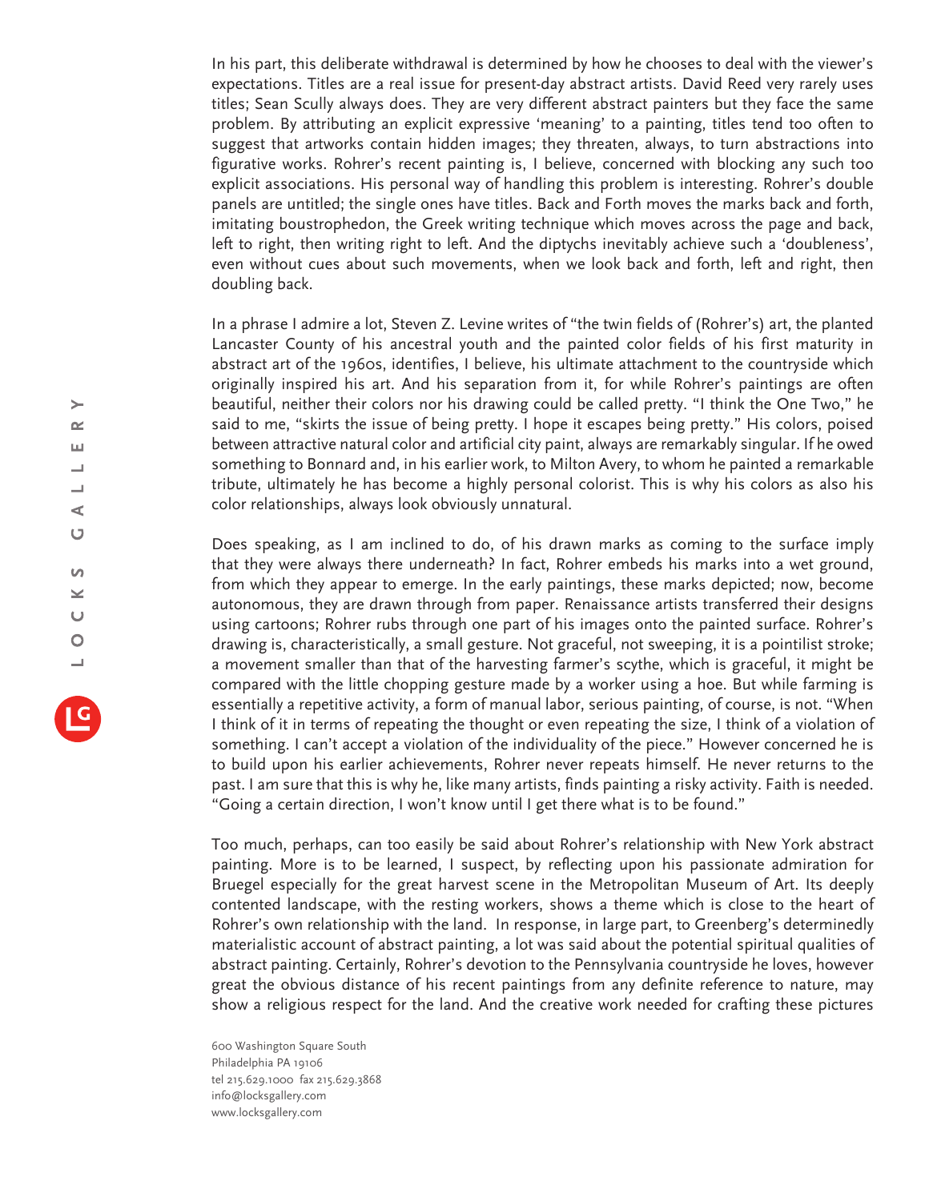In his part, this deliberate withdrawal is determined by how he chooses to deal with the viewer's expectations. Titles are a real issue for present-day abstract artists. David Reed very rarely uses titles; Sean Scully always does. They are very different abstract painters but they face the same problem. By attributing an explicit expressive 'meaning' to a painting, titles tend too often to suggest that artworks contain hidden images; they threaten, always, to turn abstractions into figurative works. Rohrer's recent painting is, I believe, concerned with blocking any such too explicit associations. His personal way of handling this problem is interesting. Rohrer's double panels are untitled; the single ones have titles. Back and Forth moves the marks back and forth, imitating boustrophedon, the Greek writing technique which moves across the page and back, left to right, then writing right to left. And the diptychs inevitably achieve such a 'doubleness', even without cues about such movements, when we look back and forth, left and right, then doubling back.

In a phrase I admire a lot, Steven Z. Levine writes of "the twin fields of (Rohrer's) art, the planted Lancaster County of his ancestral youth and the painted color fields of his first maturity in abstract art of the 1960s, identifies, I believe, his ultimate attachment to the countryside which originally inspired his art. And his separation from it, for while Rohrer's paintings are often beautiful, neither their colors nor his drawing could be called pretty. "I think the One Two," he said to me, "skirts the issue of being pretty. I hope it escapes being pretty." His colors, poised between attractive natural color and artificial city paint, always are remarkably singular. If he owed something to Bonnard and, in his earlier work, to Milton Avery, to whom he painted a remarkable tribute, ultimately he has become a highly personal colorist. This is why his colors as also his color relationships, always look obviously unnatural.

Does speaking, as I am inclined to do, of his drawn marks as coming to the surface imply that they were always there underneath? In fact, Rohrer embeds his marks into a wet ground, from which they appear to emerge. In the early paintings, these marks depicted; now, become autonomous, they are drawn through from paper. Renaissance artists transferred their designs using cartoons; Rohrer rubs through one part of his images onto the painted surface. Rohrer's drawing is, characteristically, a small gesture. Not graceful, not sweeping, it is a pointilist stroke; a movement smaller than that of the harvesting farmer's scythe, which is graceful, it might be compared with the little chopping gesture made by a worker using a hoe. But while farming is essentially a repetitive activity, a form of manual labor, serious painting, of course, is not. "When I think of it in terms of repeating the thought or even repeating the size, I think of a violation of something. I can't accept a violation of the individuality of the piece." However concerned he is to build upon his earlier achievements, Rohrer never repeats himself. He never returns to the past. I am sure that this is why he, like many artists, finds painting a risky activity. Faith is needed. "Going a certain direction, I won't know until I get there what is to be found."

Too much, perhaps, can too easily be said about Rohrer's relationship with New York abstract painting. More is to be learned, I suspect, by reflecting upon his passionate admiration for Bruegel especially for the great harvest scene in the Metropolitan Museum of Art. Its deeply contented landscape, with the resting workers, shows a theme which is close to the heart of Rohrer's own relationship with the land. In response, in large part, to Greenberg's determinedly materialistic account of abstract painting, a lot was said about the potential spiritual qualities of abstract painting. Certainly, Rohrer's devotion to the Pennsylvania countryside he loves, however great the obvious distance of his recent paintings from any definite reference to nature, may show a religious respect for the land. And the creative work needed for crafting these pictures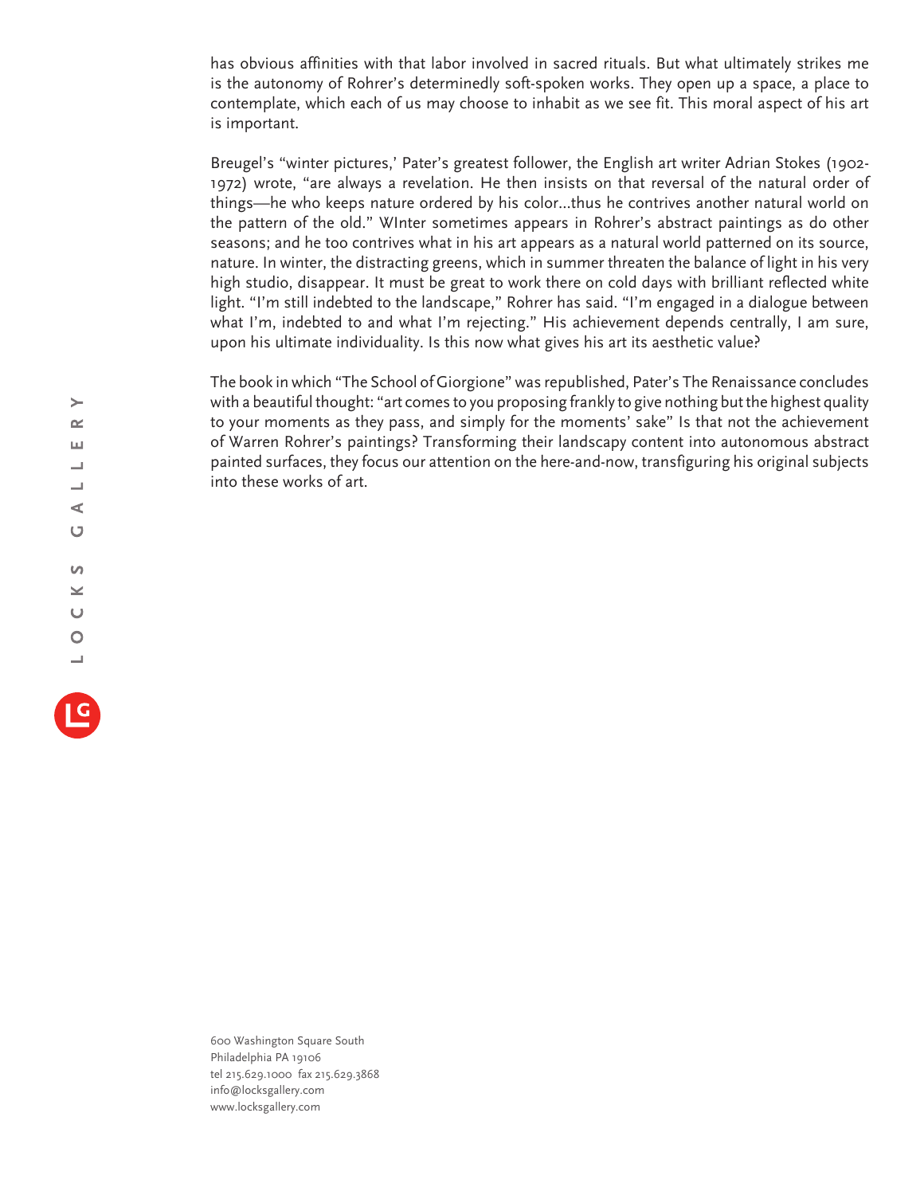has obvious affinities with that labor involved in sacred rituals. But what ultimately strikes me is the autonomy of Rohrer's determinedly soft-spoken works. They open up a space, a place to contemplate, which each of us may choose to inhabit as we see fit. This moral aspect of his art is important.

Breugel's "winter pictures,' Pater's greatest follower, the English art writer Adrian Stokes (1902-1972) wrote, "are always a revelation. He then insists on that reversal of the natural order of things—he who keeps nature ordered by his color...thus he contrives another natural world on the pattern of the old." WInter sometimes appears in Rohrer's abstract paintings as do other seasons; and he too contrives what in his art appears as a natural world patterned on its source, nature. In winter, the distracting greens, which in summer threaten the balance of light in his very high studio, disappear. It must be great to work there on cold days with brilliant reflected white light. "I'm still indebted to the landscape," Rohrer has said. "I'm engaged in a dialogue between what I'm, indebted to and what I'm rejecting." His achievement depends centrally, I am sure, upon his ultimate individuality. Is this now what gives his art its aesthetic value?

The book in which "The School of Giorgione" was republished, Pater's The Renaissance concludes with a beautiful thought: "art comes to you proposing frankly to give nothing but the highest quality to your moments as they pass, and simply for the moments' sake" Is that not the achievement of Warren Rohrer's paintings? Transforming their landscapy content into autonomous abstract painted surfaces, they focus our attention on the here-and-now, transfiguring his original subjects into these works of art.